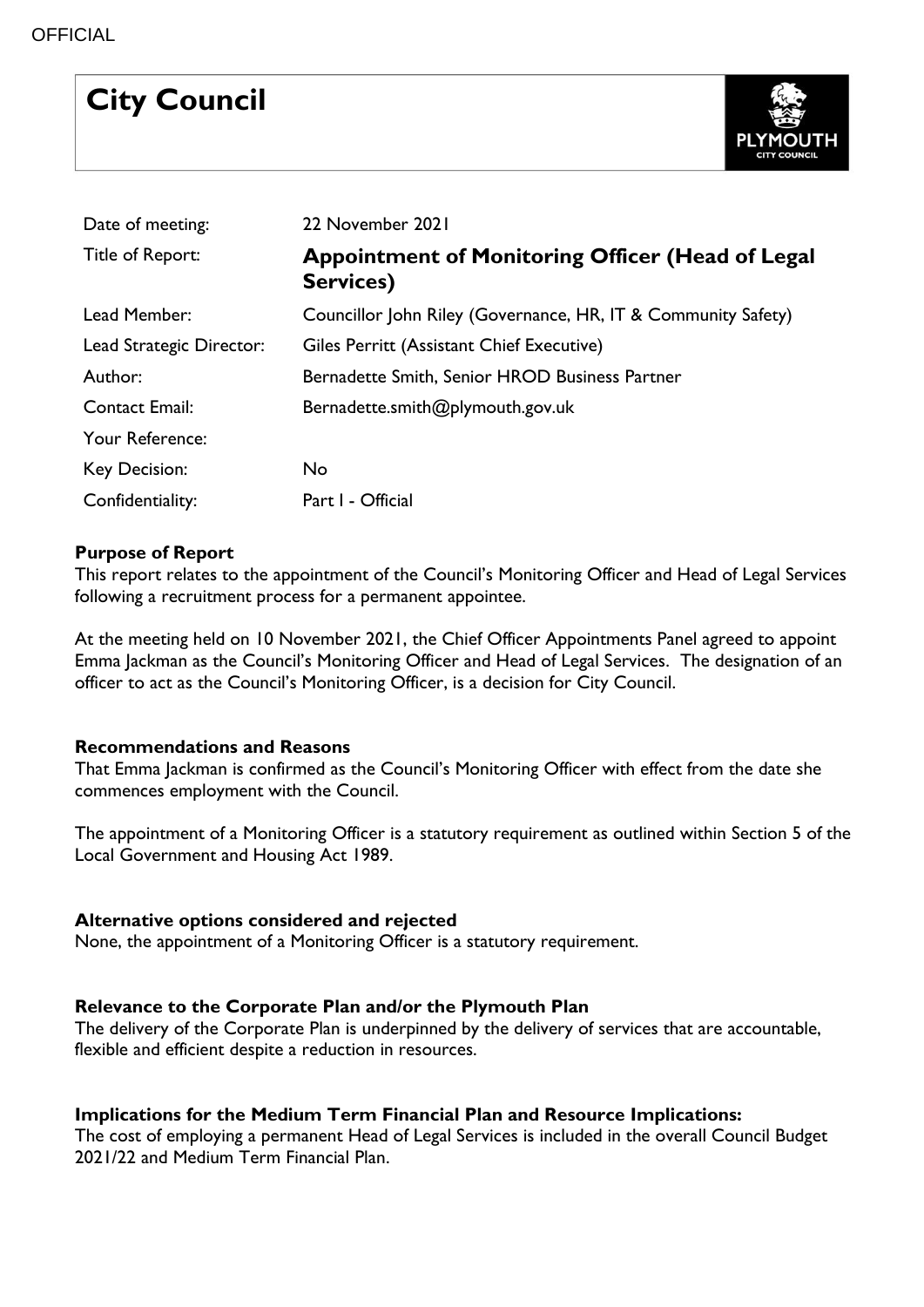OFFICIAL

# City Council

| | |
|---|---|
| Date of meeting: | 22 November 2021 |
| Title of Report: | **Appointment of Monitoring Officer (Head of Legal Services)** |
| Lead Member: | Councillor John Riley (Governance, HR, IT & Community Safety) |
| Lead Strategic Director: | Giles Perritt (Assistant Chief Executive) |
| Author: | Bernadette Smith, Senior HROD Business Partner |
| Contact Email: | Bernadette.smith@plymouth.gov.uk |
| Your Reference: | |
| Key Decision: | No |
| Confidentiality: | Part I - Official |

**Purpose of Report**

This report relates to the appointment of the Council's Monitoring Officer and Head of Legal Services following a recruitment process for a permanent appointee.

At the meeting held on 10 November 2021, the Chief Officer Appointments Panel agreed to appoint Emma Jackman as the Council's Monitoring Officer and Head of Legal Services. The designation of an officer to act as the Council's Monitoring Officer, is a decision for City Council.

**Recommendations and Reasons**

That Emma Jackman is confirmed as the Council's Monitoring Officer with effect from the date she commences employment with the Council.

The appointment of a Monitoring Officer is a statutory requirement as outlined within Section 5 of the Local Government and Housing Act 1989.

**Alternative options considered and rejected**

None, the appointment of a Monitoring Officer is a statutory requirement.

**Relevance to the Corporate Plan and/or the Plymouth Plan**

The delivery of the Corporate Plan is underpinned by the delivery of services that are accountable, flexible and efficient despite a reduction in resources.

**Implications for the Medium Term Financial Plan and Resource Implications:**

The cost of employing a permanent Head of Legal Services is included in the overall Council Budget 2021/22 and Medium Term Financial Plan.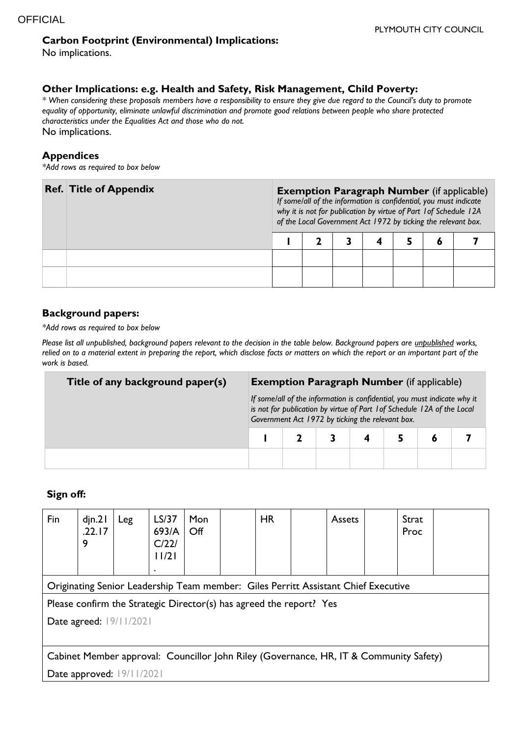**Carbon Footprint (Environmental) Implications:**

No implications.

**Other Implications: e.g. Health and Safety, Risk Management, Child Poverty:**

*\* When considering these proposals members have a responsibility to ensure they give due regard to the Council's duty to promote equality of opportunity, eliminate unlawful discrimination and promote good relations between people who share protected characteristics under the Equalities Act and those who do not.*

No implications.

**Appendices**

*\*Add rows as required to box below*

| Ref. | Title of Appendix | Exemption Paragraph Number (if applicable) *If some/all of the information is confidential, you must indicate why it is not for publication by virtue of Part 1of Schedule 12A of the Local Government Act 1972 by ticking the relevant box.* | | | | | | |
|---|---|---|---|---|---|---|---|---|
| | | 1 | 2 | 3 | 4 | 5 | 6 | 7 |
| | | | | | | | | |
| | | | | | | | | |

**Background papers:**

*\*Add rows as required to box below*

*Please list all unpublished, background papers relevant to the decision in the table below. Background papers are unpublished works, relied on to a material extent in preparing the report, which disclose facts or matters on which the report or an important part of the work is based.*

| Title of any background paper(s) | Exemption Paragraph Number (if applicable) *If some/all of the information is confidential, you must indicate why it is not for publication by virtue of Part 1of Schedule 12A of the Local Government Act 1972 by ticking the relevant box.* | | | | | | |
|---|---|---|---|---|---|---|---|
| | 1 | 2 | 3 | 4 | 5 | 6 | 7 |
| | | | | | | | |

**Sign off:**

| Fin | djn.21.22.179 | Leg | LS/37693/AC/22/11/21. | Mon Off | | HR | | Assets | | Strat Proc | |
|---|---|---|---|---|---|---|---|---|---|---|---|
| Originating Senior Leadership Team member: Giles Perritt Assistant Chief Executive | | | | | | | | | | | |
| Please confirm the Strategic Director(s) has agreed the report? Yes<br>Date agreed: 19/11/2021 | | | | | | | | | | | |
| Cabinet Member approval: Councillor John Riley (Governance, HR, IT & Community Safety)<br>Date approved: 19/11/2021 | | | | | | | | | | | |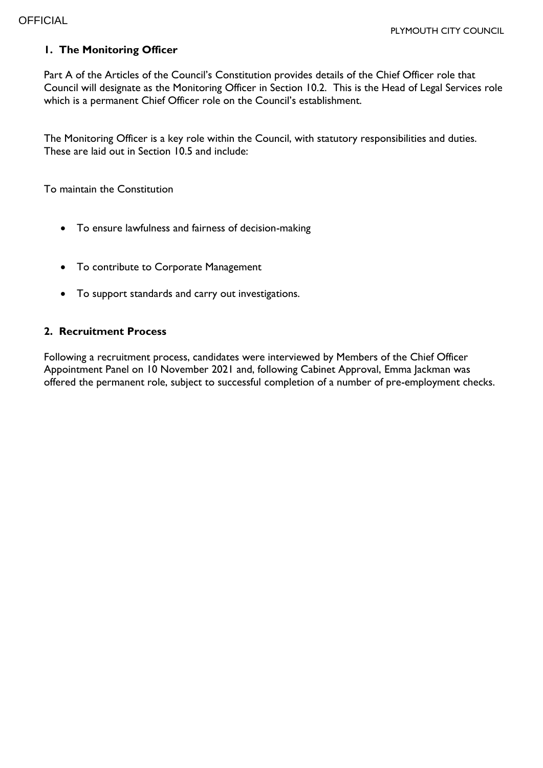## 1. The Monitoring Officer

Part A of the Articles of the Council's Constitution provides details of the Chief Officer role that Council will designate as the Monitoring Officer in Section 10.2. This is the Head of Legal Services role which is a permanent Chief Officer role on the Council's establishment.

The Monitoring Officer is a key role within the Council, with statutory responsibilities and duties. These are laid out in Section 10.5 and include:

To maintain the Constitution

- To ensure lawfulness and fairness of decision-making
- To contribute to Corporate Management
- To support standards and carry out investigations.

## 2. Recruitment Process

Following a recruitment process, candidates were interviewed by Members of the Chief Officer Appointment Panel on 10 November 2021 and, following Cabinet Approval, Emma Jackman was offered the permanent role, subject to successful completion of a number of pre-employment checks.